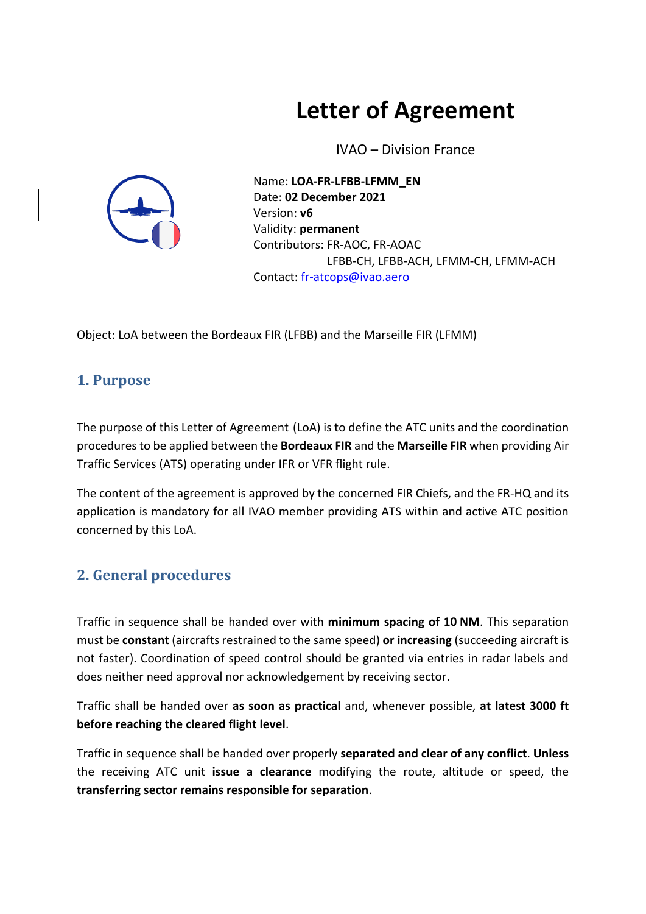# Letter of Agreement

IVAO – Division France

Name: **LOA-FR-LFBB-LFMM_EN**
Date: **02 December 2021**
Version: **v6**
Validity: **permanent**
Contributors: FR-AOC, FR-AOAC
LFBB-CH, LFBB-ACH, LFMM-CH, LFMM-ACH
Contact: fr-atcops@ivao.aero

Object: LoA between the Bordeaux FIR (LFBB) and the Marseille FIR (LFMM)

## 1. Purpose

The purpose of this Letter of Agreement (LoA) is to define the ATC units and the coordination procedures to be applied between the **Bordeaux FIR** and the **Marseille FIR** when providing Air Traffic Services (ATS) operating under IFR or VFR flight rule.

The content of the agreement is approved by the concerned FIR Chiefs, and the FR-HQ and its application is mandatory for all IVAO member providing ATS within and active ATC position concerned by this LoA.

## 2. General procedures

Traffic in sequence shall be handed over with **minimum spacing of 10 NM**. This separation must be **constant** (aircrafts restrained to the same speed) **or increasing** (succeeding aircraft is not faster). Coordination of speed control should be granted via entries in radar labels and does neither need approval nor acknowledgement by receiving sector.

Traffic shall be handed over **as soon as practical** and, whenever possible, **at latest 3000 ft before reaching the cleared flight level**.

Traffic in sequence shall be handed over properly **separated and clear of any conflict**. **Unless** the receiving ATC unit **issue a clearance** modifying the route, altitude or speed, the **transferring sector remains responsible for separation**.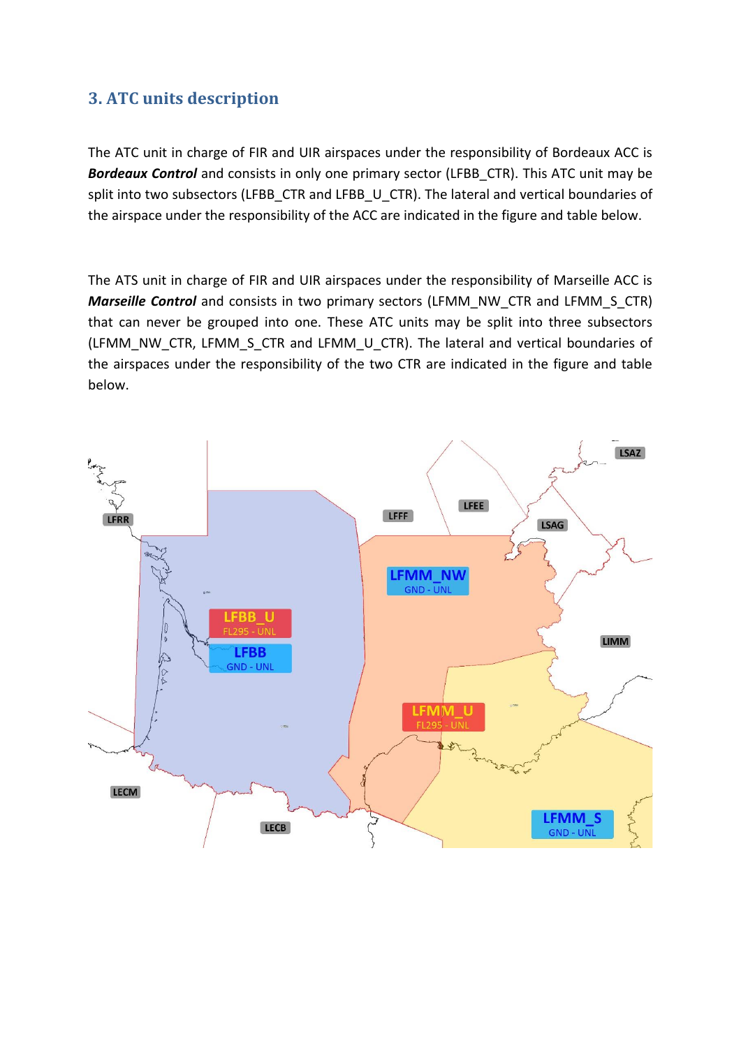## 3. ATC units description

The ATC unit in charge of FIR and UIR airspaces under the responsibility of Bordeaux ACC is ***Bordeaux Control*** and consists in only one primary sector (LFBB_CTR). This ATC unit may be split into two subsectors (LFBB_CTR and LFBB_U_CTR). The lateral and vertical boundaries of the airspace under the responsibility of the ACC are indicated in the figure and table below.

The ATS unit in charge of FIR and UIR airspaces under the responsibility of Marseille ACC is ***Marseille Control*** and consists in two primary sectors (LFMM_NW_CTR and LFMM_S_CTR) that can never be grouped into one. These ATC units may be split into three subsectors (LFMM_NW_CTR, LFMM_S_CTR and LFMM_U_CTR). The lateral and vertical boundaries of the airspaces under the responsibility of the two CTR are indicated in the figure and table below.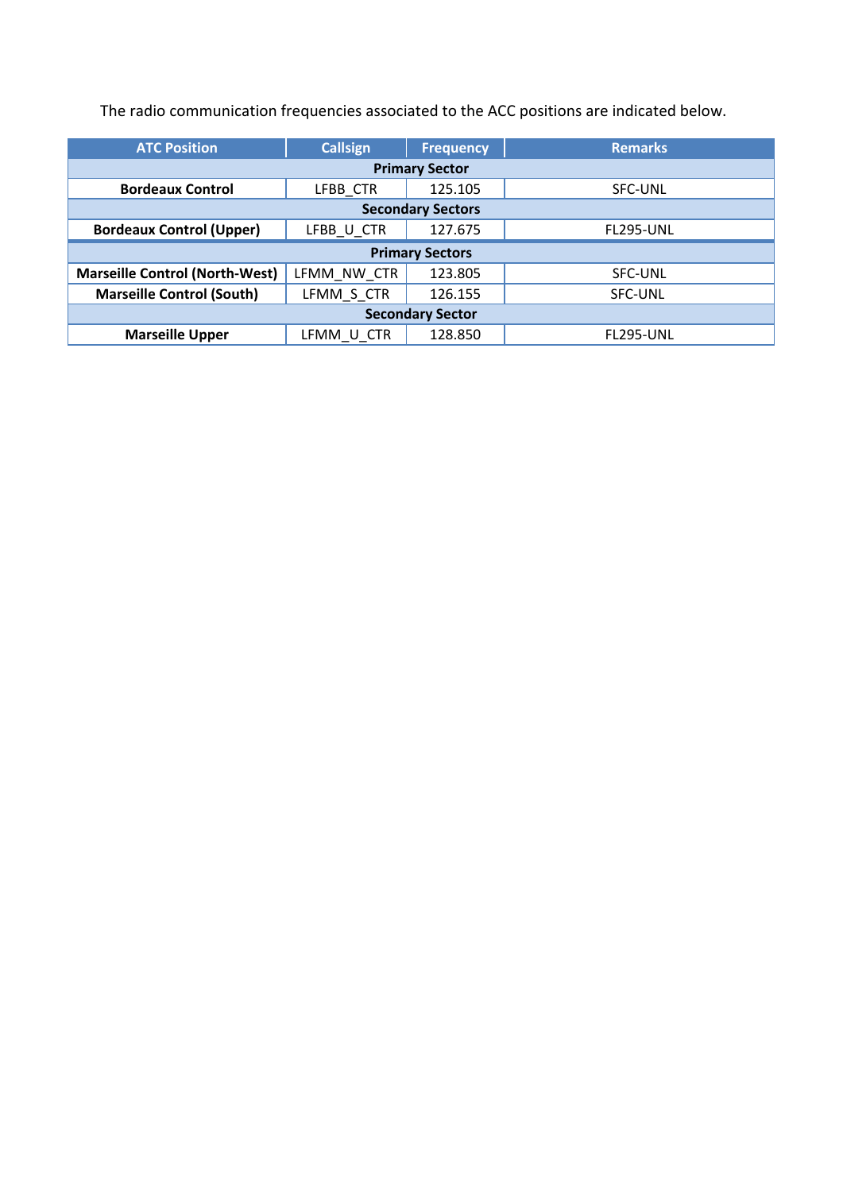The radio communication frequencies associated to the ACC positions are indicated below.

| ATC Position | Callsign | Frequency | Remarks |
|---|---|---|---|
| **Primary Sector** | | | |
| **Bordeaux Control** | LFBB_CTR | 125.105 | SFC-UNL |
| **Secondary Sectors** | | | |
| **Bordeaux Control (Upper)** | LFBB_U_CTR | 127.675 | FL295-UNL |
| **Primary Sectors** | | | |
| **Marseille Control (North-West)** | LFMM_NW_CTR | 123.805 | SFC-UNL |
| **Marseille Control (South)** | LFMM_S_CTR | 126.155 | SFC-UNL |
| **Secondary Sector** | | | |
| **Marseille Upper** | LFMM_U_CTR | 128.850 | FL295-UNL |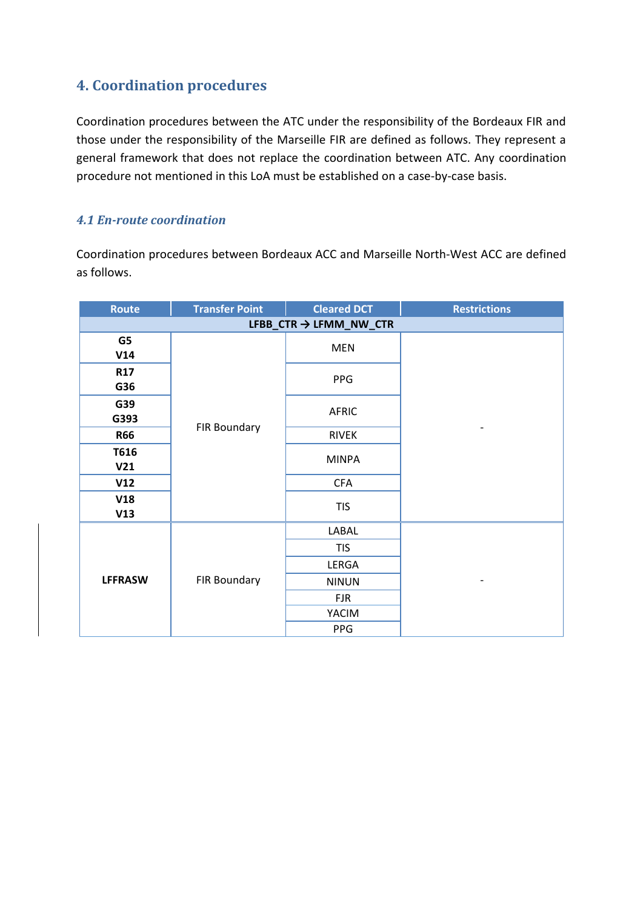# 4. Coordination procedures

Coordination procedures between the ATC under the responsibility of the Bordeaux FIR and those under the responsibility of the Marseille FIR are defined as follows. They represent a general framework that does not replace the coordination between ATC. Any coordination procedure not mentioned in this LoA must be established on a case-by-case basis.

## *4.1 En-route coordination*

Coordination procedures between Bordeaux ACC and Marseille North-West ACC are defined as follows.

| Route | Transfer Point | Cleared DCT | Restrictions |
|---|---|---|---|
| **LFBB_CTR → LFMM_NW_CTR** | | | |
| **G5 V14** | FIR Boundary | MEN | - |
| **R17 G36** | | PPG | |
| **G39 G393** | | AFRIC | |
| **R66** | | RIVEK | |
| **T616 V21** | | MINPA | |
| **V12** | | CFA | |
| **V18 V13** | | TIS | |
| **LFFRASW** | FIR Boundary | LABAL | - |
| | | TIS | |
| | | LERGA | |
| | | NINUN | |
| | | FJR | |
| | | YACIM | |
| | | PPG | |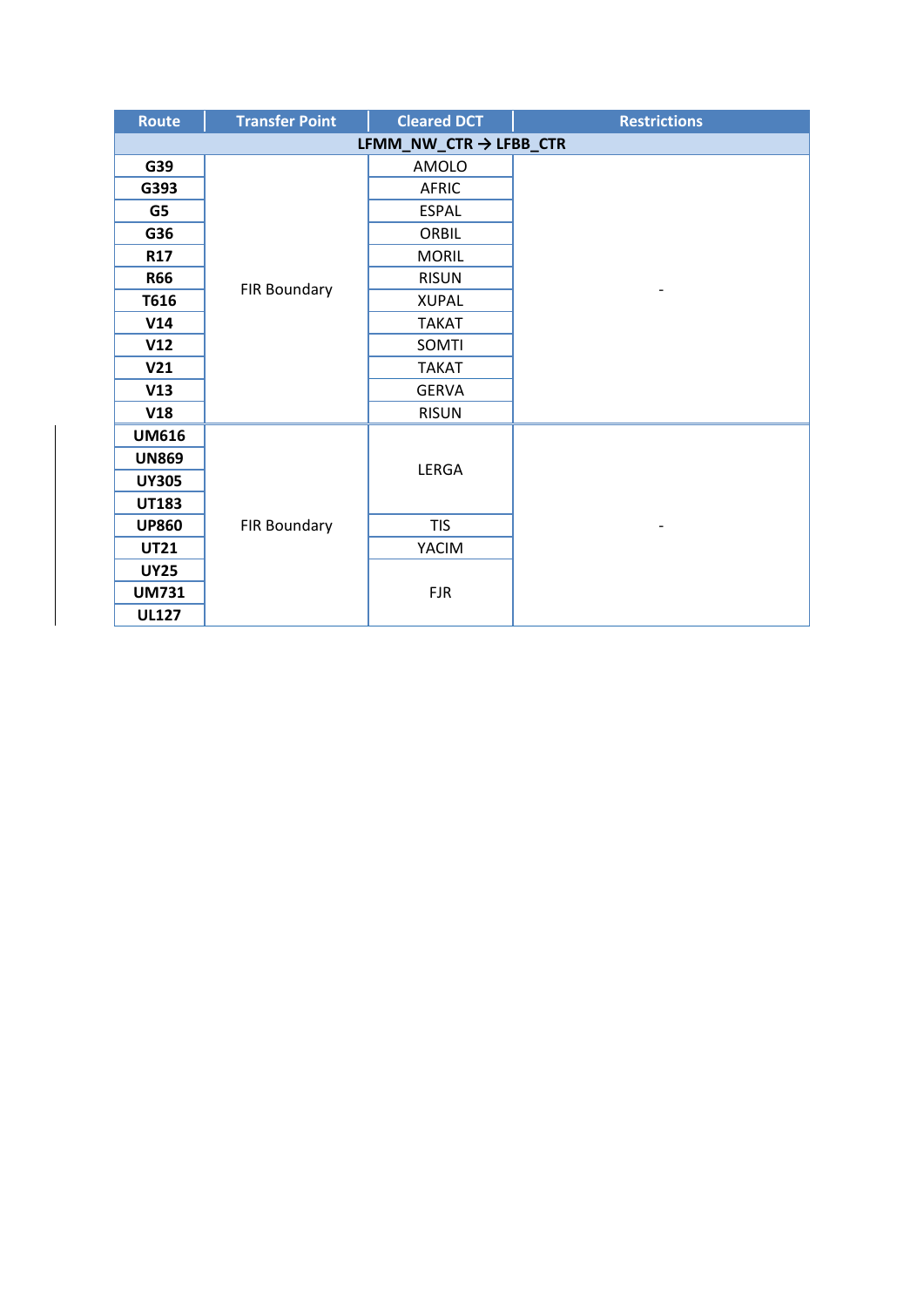| Route | Transfer Point | Cleared DCT | Restrictions |
|---|---|---|---|
| **LFMM_NW_CTR → LFBB_CTR** | | | |
| **G39** | FIR Boundary | AMOLO | - |
| **G393** | | AFRIC | |
| **G5** | | ESPAL | |
| **G36** | | ORBIL | |
| **R17** | | MORIL | |
| **R66** | | RISUN | |
| **T616** | | XUPAL | |
| **V14** | | TAKAT | |
| **V12** | | SOMTI | |
| **V21** | | TAKAT | |
| **V13** | | GERVA | |
| **V18** | | RISUN | |
| **UM616** | FIR Boundary | LERGA | - |
| **UN869** | | | |
| **UY305** | | | |
| **UT183** | | | |
| **UP860** | | TIS | |
| **UT21** | | YACIM | |
| **UY25** | | FJR | |
| **UM731** | | | |
| **UL127** | | | |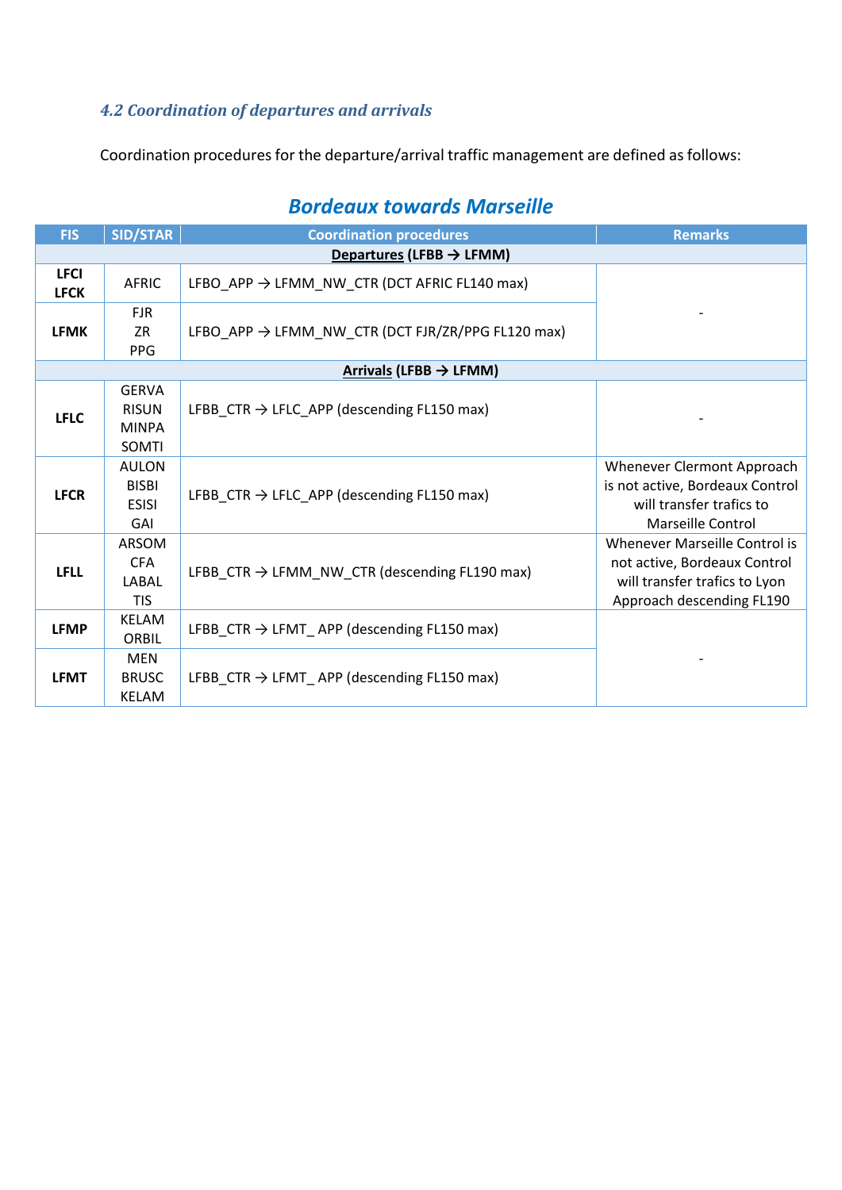### *4.2 Coordination of departures and arrivals*

Coordination procedures for the departure/arrival traffic management are defined as follows:

## *Bordeaux towards Marseille*

| FIS | SID/STAR | Coordination procedures | Remarks |
|---|---|---|---|
| **Departures (LFBB → LFMM)** | | | |
| **LFCI LFCK** | AFRIC | LFBO_APP → LFMM_NW_CTR (DCT AFRIC FL140 max) | - |
| **LFMK** | FJR ZR PPG | LFBO_APP → LFMM_NW_CTR (DCT FJR/ZR/PPG FL120 max) | |
| **Arrivals (LFBB → LFMM)** | | | |
| **LFLC** | GERVA RISUN MINPA SOMTI | LFBB_CTR → LFLC_APP (descending FL150 max) | - |
| **LFCR** | AULON BISBI ESISI GAI | LFBB_CTR → LFLC_APP (descending FL150 max) | Whenever Clermont Approach is not active, Bordeaux Control will transfer trafics to Marseille Control |
| **LFLL** | ARSOM CFA LABAL TIS | LFBB_CTR → LFMM_NW_CTR (descending FL190 max) | Whenever Marseille Control is not active, Bordeaux Control will transfer trafics to Lyon Approach descending FL190 |
| **LFMP** | KELAM ORBIL | LFBB_CTR → LFMT_ APP (descending FL150 max) | - |
| **LFMT** | MEN BRUSC KELAM | LFBB_CTR → LFMT_ APP (descending FL150 max) | |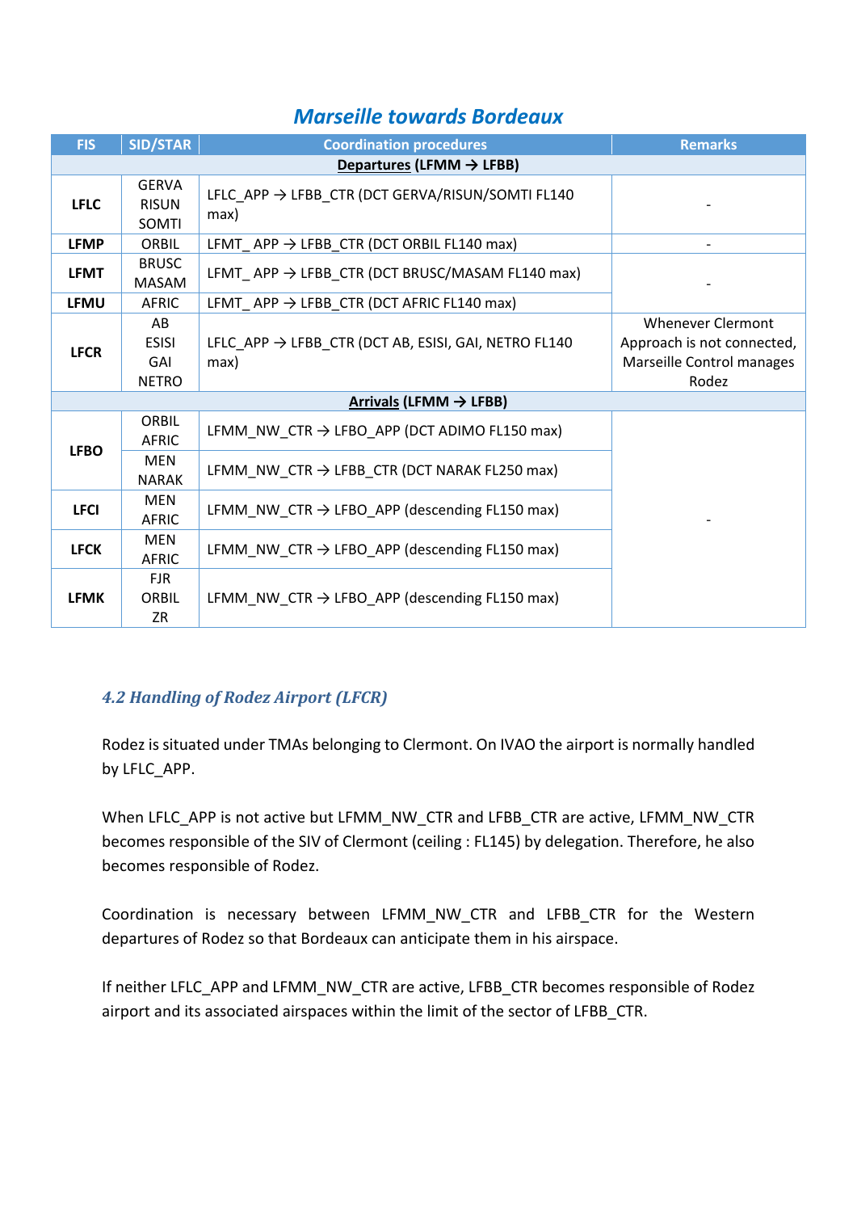## Marseille towards Bordeaux

| FIS | SID/STAR | Coordination procedures | Remarks |
|---|---|---|---|
| **Departures (LFMM → LFBB)** | | | |
| **LFLC** | GERVA RISUN SOMTI | LFLC_APP → LFBB_CTR (DCT GERVA/RISUN/SOMTI FL140 max) | - |
| **LFMP** | ORBIL | LFMT_ APP → LFBB_CTR (DCT ORBIL FL140 max) | - |
| **LFMT** | BRUSC MASAM | LFMT_ APP → LFBB_CTR (DCT BRUSC/MASAM FL140 max) | - |
| **LFMU** | AFRIC | LFMT_ APP → LFBB_CTR (DCT AFRIC FL140 max) | |
| **LFCR** | AB ESISI GAI NETRO | LFLC_APP → LFBB_CTR (DCT AB, ESISI, GAI, NETRO FL140 max) | Whenever Clermont Approach is not connected, Marseille Control manages Rodez |
| **Arrivals (LFMM → LFBB)** | | | |
| **LFBO** | ORBIL AFRIC | LFMM_NW_CTR → LFBO_APP (DCT ADIMO FL150 max) | - |
| | MEN NARAK | LFMM_NW_CTR → LFBB_CTR (DCT NARAK FL250 max) | |
| **LFCI** | MEN AFRIC | LFMM_NW_CTR → LFBO_APP (descending FL150 max) | |
| **LFCK** | MEN AFRIC | LFMM_NW_CTR → LFBO_APP (descending FL150 max) | |
| **LFMK** | FJR ORBIL ZR | LFMM_NW_CTR → LFBO_APP (descending FL150 max) | |

### *4.2 Handling of Rodez Airport (LFCR)*

Rodez is situated under TMAs belonging to Clermont. On IVAO the airport is normally handled by LFLC_APP.

When LFLC_APP is not active but LFMM_NW_CTR and LFBB_CTR are active, LFMM_NW_CTR becomes responsible of the SIV of Clermont (ceiling : FL145) by delegation. Therefore, he also becomes responsible of Rodez.

Coordination is necessary between LFMM_NW_CTR and LFBB_CTR for the Western departures of Rodez so that Bordeaux can anticipate them in his airspace.

If neither LFLC_APP and LFMM_NW_CTR are active, LFBB_CTR becomes responsible of Rodez airport and its associated airspaces within the limit of the sector of LFBB_CTR.